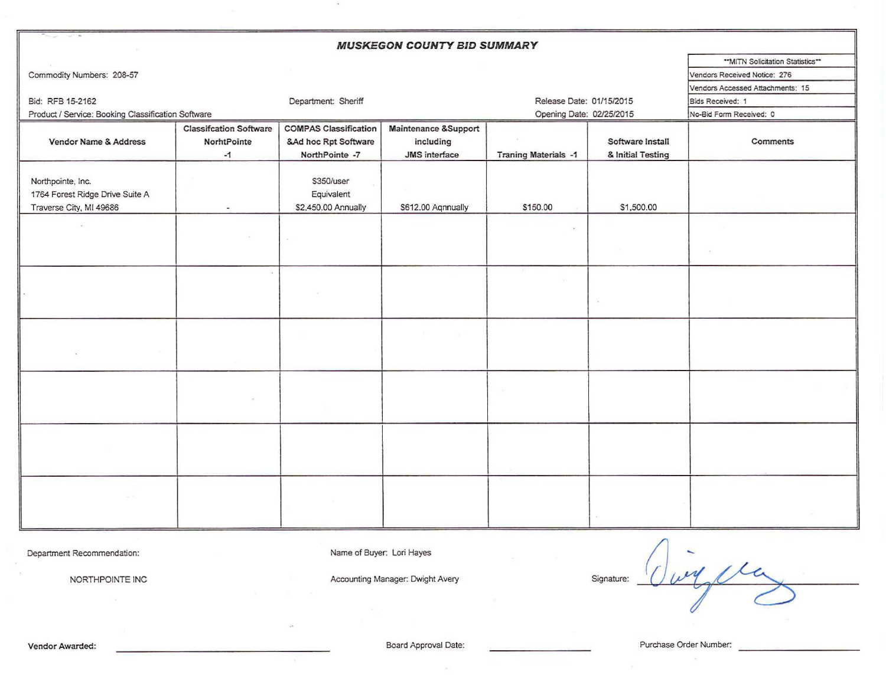## *MUSKEGON COUNTY BID SUMMARY*

Commodity Numbers: 208-57

Bid: RFB 15-2162
Product / Service: Booking Classification Software

Department: Sheriff

Release Date: 01/15/2015
Opening Date: 02/25/2015

| **MITN Solicitation Statistics** |
|---|
| Vendors Received Notice: 276 |
| Vendors Accessed Attachments: 15 |
| Bids Received: 1 |
| No-Bid Form Received: 0 |

| Vendor Name & Address | Classifcation Software NorhtPointe -1 | COMPAS Classification &Ad hoc Rpt Software NorthPointe -7 | Maintenance &Support including JMS interface | Traning Materials -1 | Software Install & Initial Testing | Comments |
|---|---|---|---|---|---|---|
| Northpointe, Inc.<br>1764 Forest Ridge Drive Suite A<br>Traverse City, MI 49686 | - | $350/user<br>Equivalent<br>$2,450.00 Annually | $612.00 Aqnnually | $150.00 | $1,500.00 | |
| | | | | | | |
| | | | | | | |
| | | | | | | |
| | | | | | | |
| | | | | | | |
| | | | | | | |

Department Recommendation:

NORTHPOINTE INC

Name of Buyer: Lori Hayes

Accounting Manager: Dwight Avery

Signature: [signature]

**Vendor Awarded:** ____________________

Board Approval Date: ____________________

Purchase Order Number: ____________________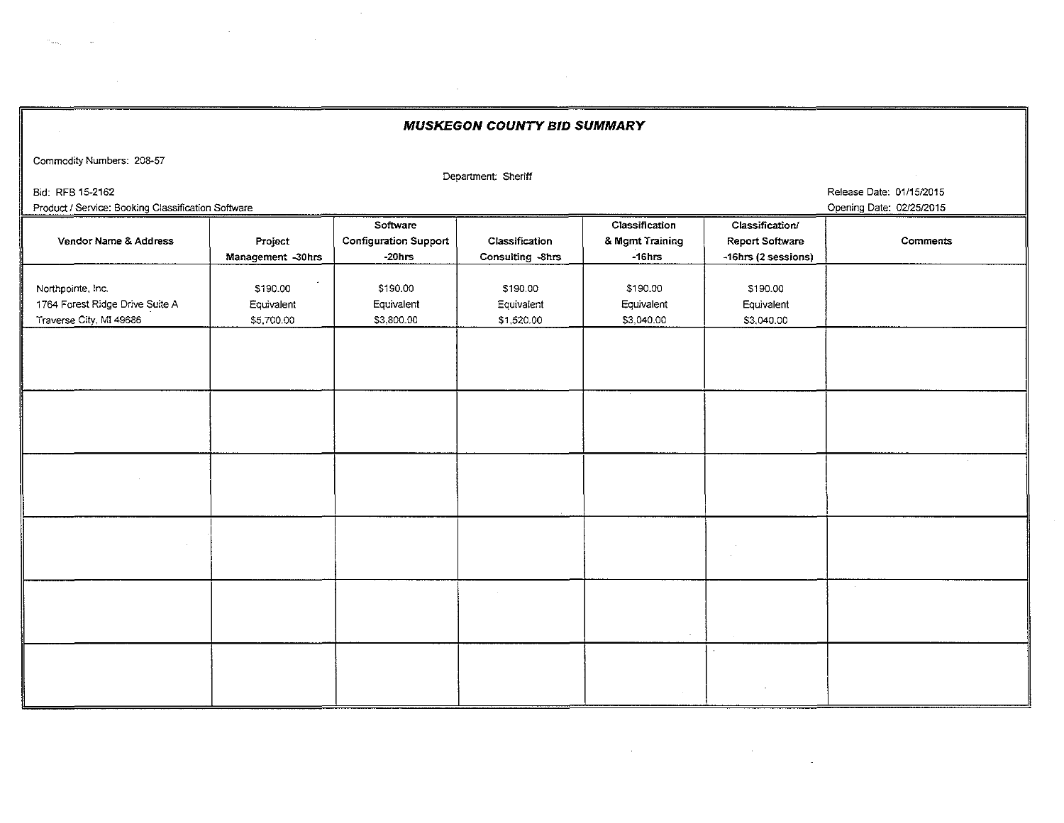## *MUSKEGON COUNTY BID SUMMARY*

Commodity Numbers: 208-57

Department: Sheriff

Bid: RFB 15-2162

Release Date: 01/15/2015

Product / Service: Booking Classification Software

Opening Date: 02/25/2015

| Vendor Name & Address | Project Management -30hrs | Software Configuration Support -20hrs | Classification Consulting -8hrs | Classification & Mgmt Training -16hrs | Classification/ Report Software -16hrs (2 sessions) | Comments |
|---|---|---|---|---|---|---|
| Northpointe, Inc.<br>1764 Forest Ridge Drive Suite A<br>Traverse City, MI 49686 | $190.00<br>Equivalent<br>$5,700.00 | $190.00<br>Equivalent<br>$3,800.00 | $190.00<br>Equivalent<br>$1,520.00 | $190.00<br>Equivalent<br>$3,040.00 | $190.00<br>Equivalent<br>$3,040.00 | |
| | | | | | | |
| | | | | | | |
| | | | | | | |
| | | | | | | |
| | | | | | | |
| | | | | | | |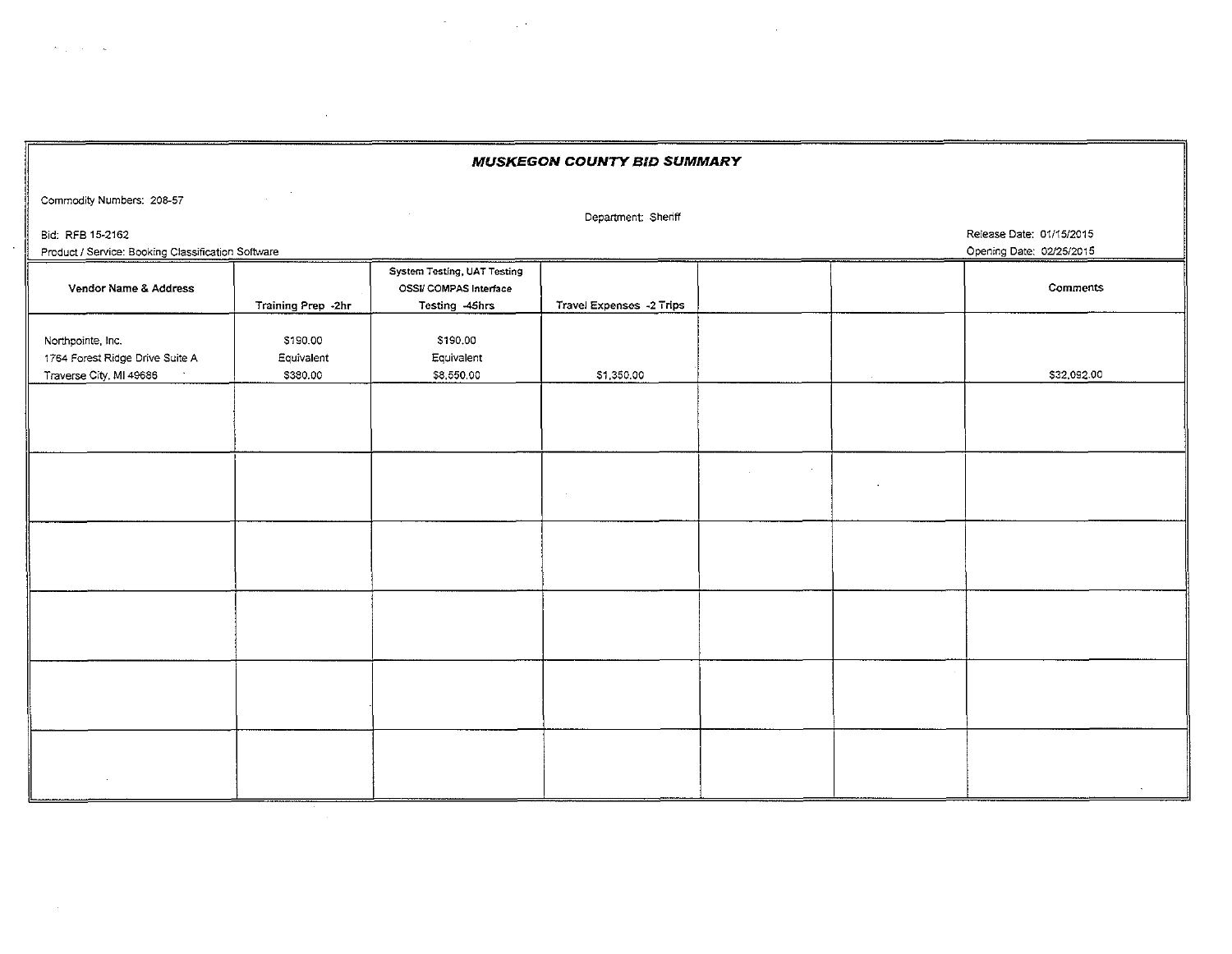## *MUSKEGON COUNTY BID SUMMARY*

Commodity Numbers: 208-57

Department: Sheriff

Bid: RFB 15-2162

Release Date: 01/15/2015

Product / Service: Booking Classification Software

Opening Date: 02/25/2015

| Vendor Name & Address | Training Prep -2hr | System Testing, UAT Testing OSSI/ COMPAS Interface Testing -45hrs | Travel Expenses -2 Trips | | | Comments |
|---|---|---|---|---|---|---|
| Northpointe, Inc.<br>1764 Forest Ridge Drive Suite A<br>Traverse City, MI 49686 | $190.00<br>Equivalent<br>$380.00 | $190.00<br>Equivalent<br>$8,550.00 | $1,350.00 | | | $32,092.00 |
| | | | | | | |
| | | | | | | |
| | | | | | | |
| | | | | | | |
| | | | | | | |
| | | | | | | |